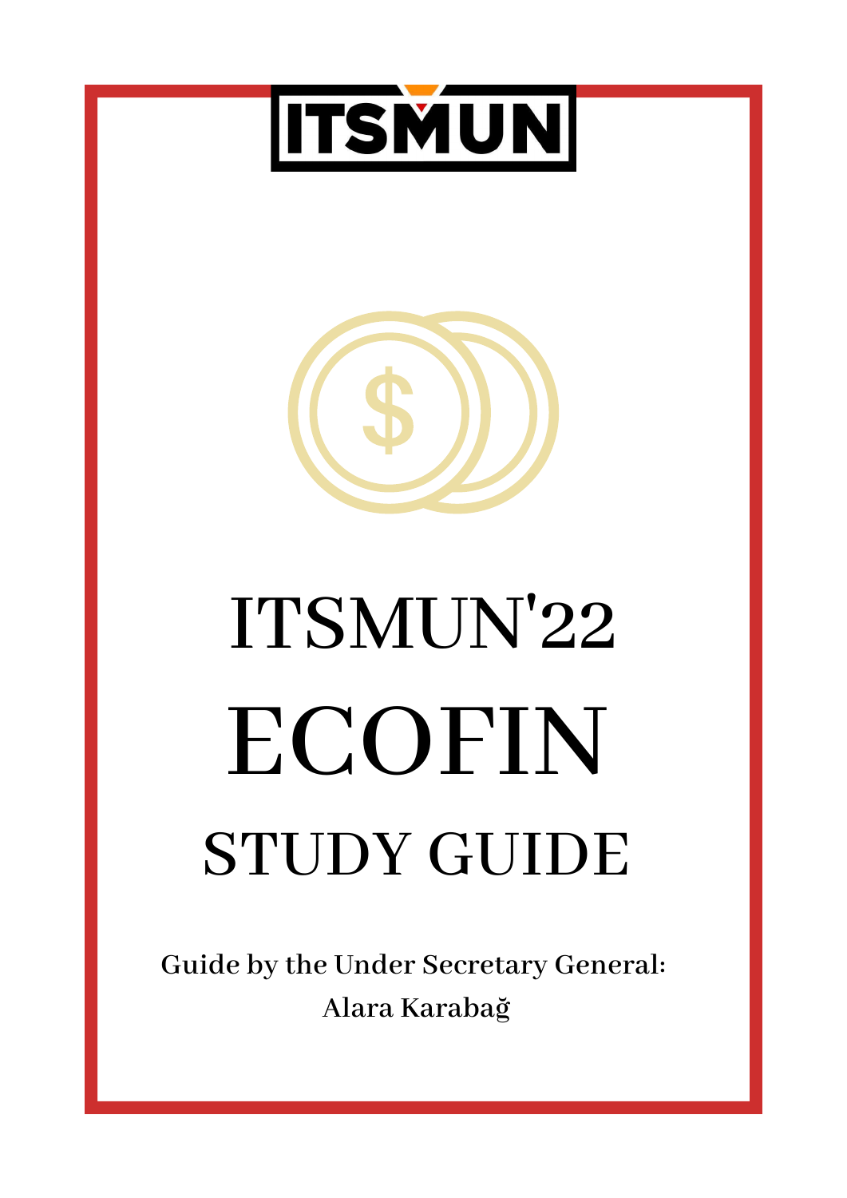ITSMUN

# ITSMUN'22

# ECOFIN

## STUDY GUIDE

**Guide by the Under Secretary General:**

**Alara Karabağ**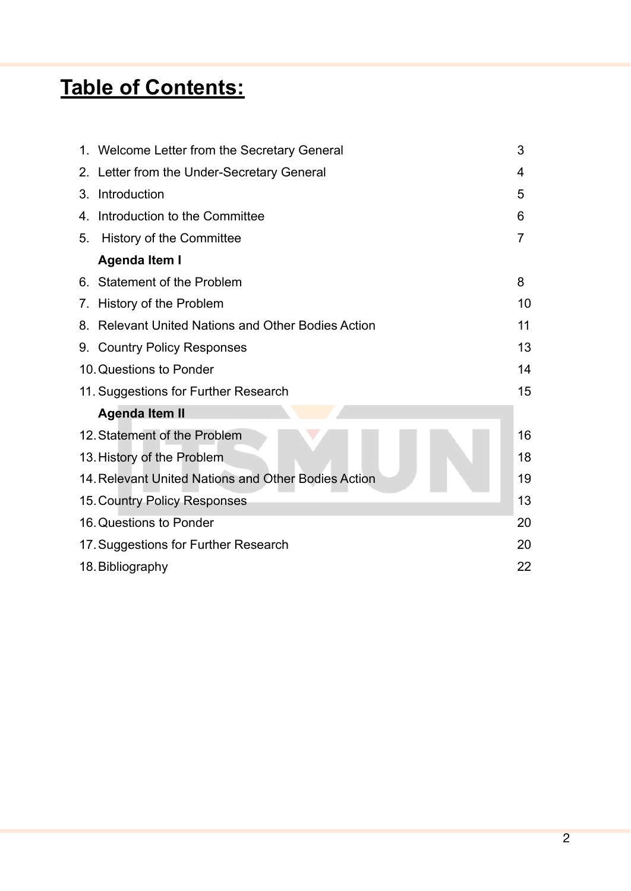# Table of Contents:

| | | |
|---|---|---|
| 1. | Welcome Letter from the Secretary General | 3 |
| 2. | Letter from the Under-Secretary General | 4 |
| 3. | Introduction | 5 |
| 4. | Introduction to the Committee | 6 |
| 5. | History of the Committee | 7 |
| | **Agenda Item I** | |
| 6. | Statement of the Problem | 8 |
| 7. | History of the Problem | 10 |
| 8. | Relevant United Nations and Other Bodies Action | 11 |
| 9. | Country Policy Responses | 13 |
| 10. | Questions to Ponder | 14 |
| 11. | Suggestions for Further Research | 15 |
| | **Agenda Item II** | |
| 12. | Statement of the Problem | 16 |
| 13. | History of the Problem | 18 |
| 14. | Relevant United Nations and Other Bodies Action | 19 |
| 15. | Country Policy Responses | 13 |
| 16. | Questions to Ponder | 20 |
| 17. | Suggestions for Further Research | 20 |
| 18. | Bibliography | 22 |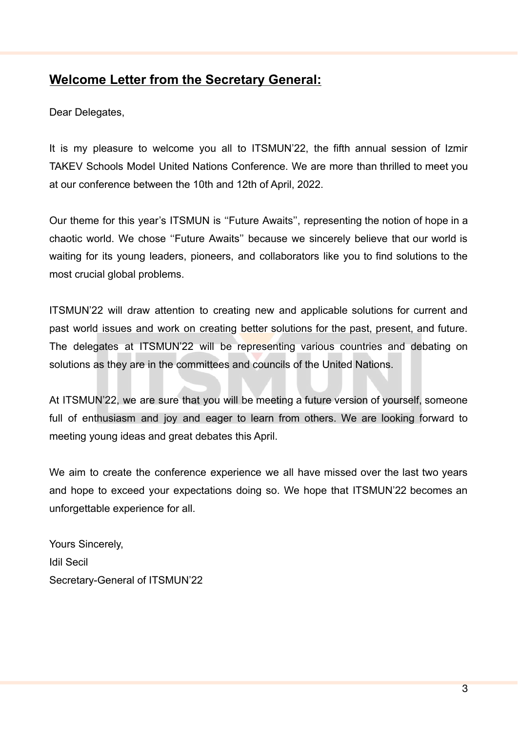## Welcome Letter from the Secretary General:

Dear Delegates,

It is my pleasure to welcome you all to ITSMUN'22, the fifth annual session of Izmir TAKEV Schools Model United Nations Conference. We are more than thrilled to meet you at our conference between the 10th and 12th of April, 2022.

Our theme for this year's ITSMUN is ''Future Awaits'', representing the notion of hope in a chaotic world. We chose ''Future Awaits'' because we sincerely believe that our world is waiting for its young leaders, pioneers, and collaborators like you to find solutions to the most crucial global problems.

ITSMUN'22 will draw attention to creating new and applicable solutions for current and past world issues and work on creating better solutions for the past, present, and future. The delegates at ITSMUN'22 will be representing various countries and debating on solutions as they are in the committees and councils of the United Nations.

At ITSMUN'22, we are sure that you will be meeting a future version of yourself, someone full of enthusiasm and joy and eager to learn from others. We are looking forward to meeting young ideas and great debates this April.

We aim to create the conference experience we all have missed over the last two years and hope to exceed your expectations doing so. We hope that ITSMUN'22 becomes an unforgettable experience for all.

Yours Sincerely,
Idil Secil
Secretary-General of ITSMUN'22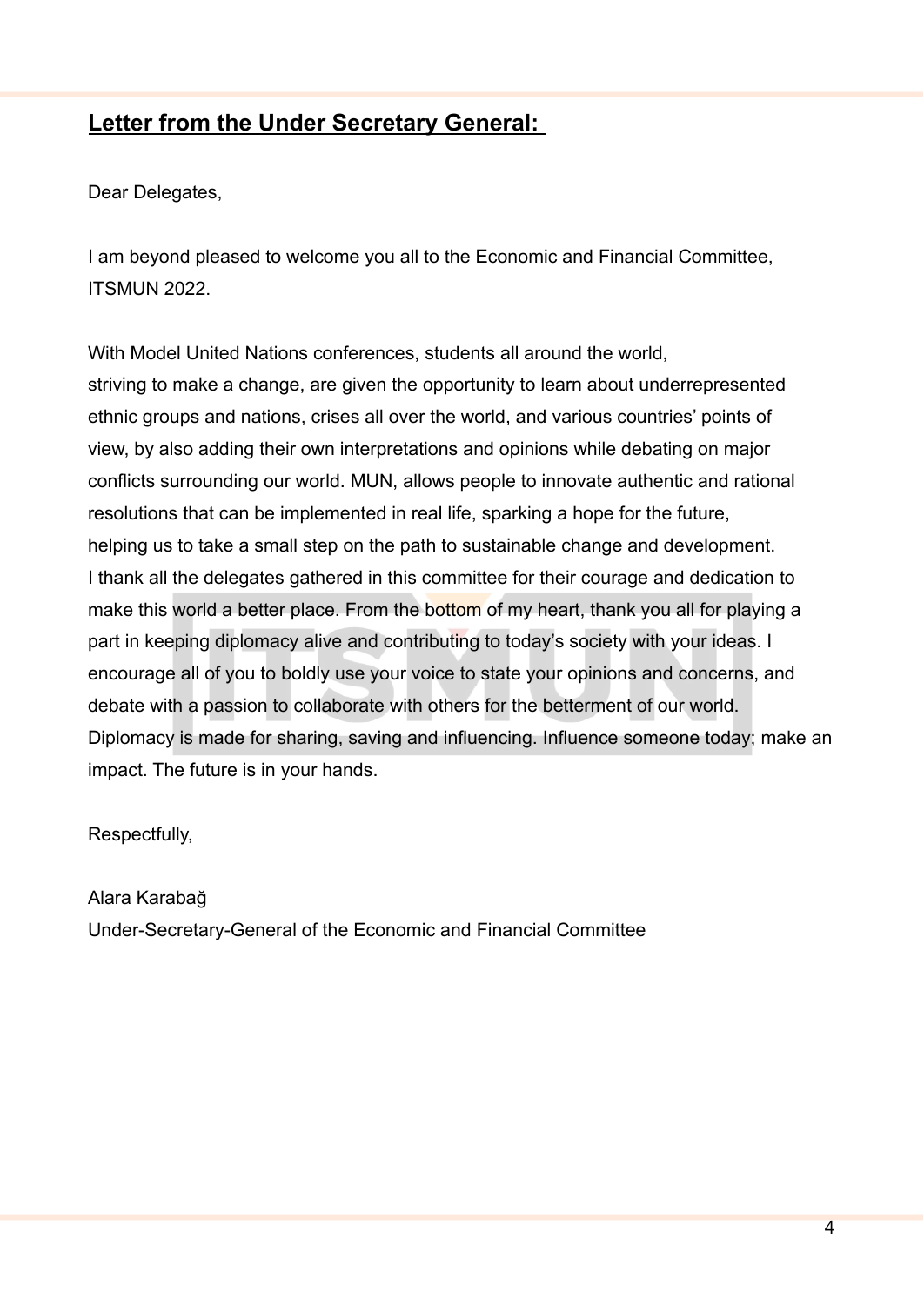## **Letter from the Under Secretary General:**

Dear Delegates,

I am beyond pleased to welcome you all to the Economic and Financial Committee, ITSMUN 2022.

With Model United Nations conferences, students all around the world, striving to make a change, are given the opportunity to learn about underrepresented ethnic groups and nations, crises all over the world, and various countries' points of view, by also adding their own interpretations and opinions while debating on major conflicts surrounding our world. MUN, allows people to innovate authentic and rational resolutions that can be implemented in real life, sparking a hope for the future, helping us to take a small step on the path to sustainable change and development. I thank all the delegates gathered in this committee for their courage and dedication to make this world a better place. From the bottom of my heart, thank you all for playing a part in keeping diplomacy alive and contributing to today's society with your ideas. I encourage all of you to boldly use your voice to state your opinions and concerns, and debate with a passion to collaborate with others for the betterment of our world. Diplomacy is made for sharing, saving and influencing. Influence someone today; make an impact. The future is in your hands.

Respectfully,

Alara Karabağ
Under-Secretary-General of the Economic and Financial Committee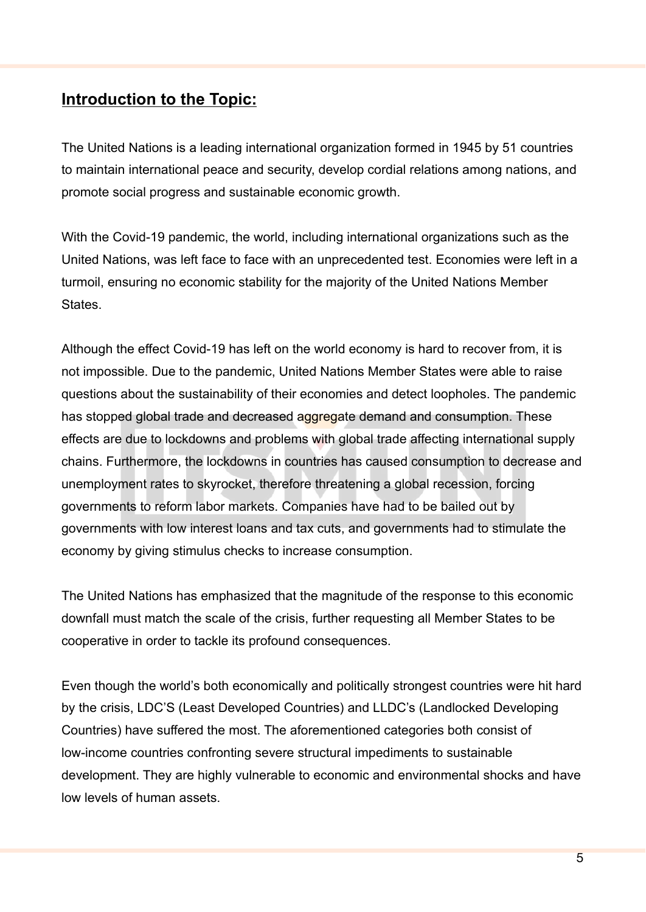## Introduction to the Topic:

The United Nations is a leading international organization formed in 1945 by 51 countries to maintain international peace and security, develop cordial relations among nations, and promote social progress and sustainable economic growth.

With the Covid-19 pandemic, the world, including international organizations such as the United Nations, was left face to face with an unprecedented test. Economies were left in a turmoil, ensuring no economic stability for the majority of the United Nations Member States.

Although the effect Covid-19 has left on the world economy is hard to recover from, it is not impossible. Due to the pandemic, United Nations Member States were able to raise questions about the sustainability of their economies and detect loopholes. The pandemic has stopped global trade and decreased aggregate demand and consumption. These effects are due to lockdowns and problems with global trade affecting international supply chains. Furthermore, the lockdowns in countries has caused consumption to decrease and unemployment rates to skyrocket, therefore threatening a global recession, forcing governments to reform labor markets. Companies have had to be bailed out by governments with low interest loans and tax cuts, and governments had to stimulate the economy by giving stimulus checks to increase consumption.

The United Nations has emphasized that the magnitude of the response to this economic downfall must match the scale of the crisis, further requesting all Member States to be cooperative in order to tackle its profound consequences.

Even though the world's both economically and politically strongest countries were hit hard by the crisis, LDC'S (Least Developed Countries) and LLDC's (Landlocked Developing Countries) have suffered the most. The aforementioned categories both consist of low-income countries confronting severe structural impediments to sustainable development. They are highly vulnerable to economic and environmental shocks and have low levels of human assets.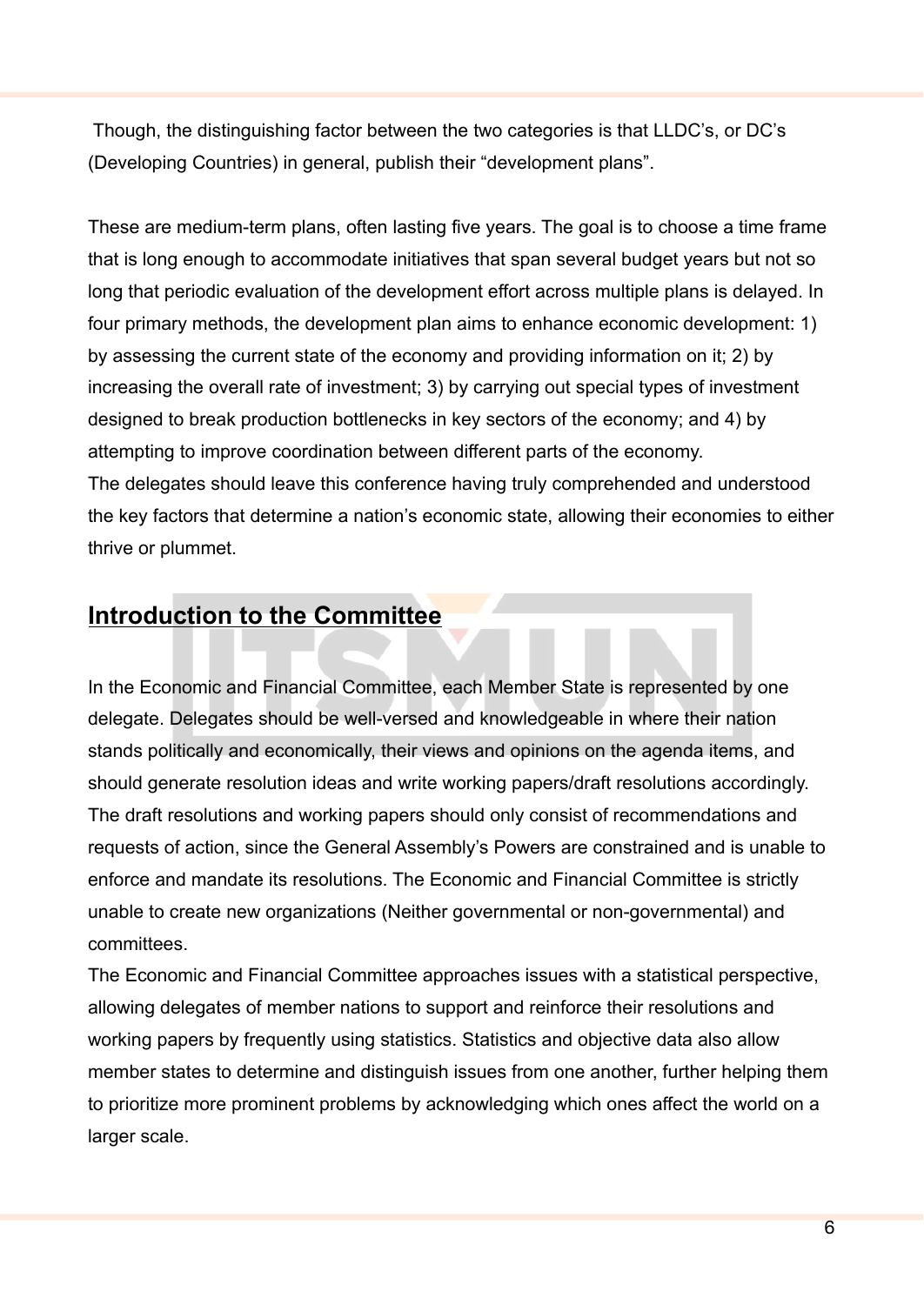Though, the distinguishing factor between the two categories is that LLDC's, or DC's (Developing Countries) in general, publish their "development plans".

These are medium-term plans, often lasting five years. The goal is to choose a time frame that is long enough to accommodate initiatives that span several budget years but not so long that periodic evaluation of the development effort across multiple plans is delayed. In four primary methods, the development plan aims to enhance economic development: 1) by assessing the current state of the economy and providing information on it; 2) by increasing the overall rate of investment; 3) by carrying out special types of investment designed to break production bottlenecks in key sectors of the economy; and 4) by attempting to improve coordination between different parts of the economy.

The delegates should leave this conference having truly comprehended and understood the key factors that determine a nation's economic state, allowing their economies to either thrive or plummet.

## Introduction to the Committee

In the Economic and Financial Committee, each Member State is represented by one delegate. Delegates should be well-versed and knowledgeable in where their nation stands politically and economically, their views and opinions on the agenda items, and should generate resolution ideas and write working papers/draft resolutions accordingly. The draft resolutions and working papers should only consist of recommendations and requests of action, since the General Assembly's Powers are constrained and is unable to enforce and mandate its resolutions. The Economic and Financial Committee is strictly unable to create new organizations (Neither governmental or non-governmental) and committees.

The Economic and Financial Committee approaches issues with a statistical perspective, allowing delegates of member nations to support and reinforce their resolutions and working papers by frequently using statistics. Statistics and objective data also allow member states to determine and distinguish issues from one another, further helping them to prioritize more prominent problems by acknowledging which ones affect the world on a larger scale.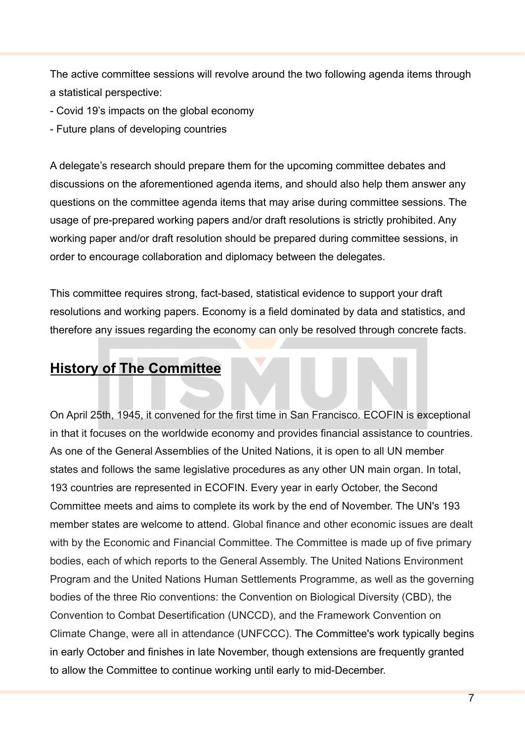The active committee sessions will revolve around the two following agenda items through a statistical perspective:

- Covid 19's impacts on the global economy
- Future plans of developing countries

A delegate's research should prepare them for the upcoming committee debates and discussions on the aforementioned agenda items, and should also help them answer any questions on the committee agenda items that may arise during committee sessions. The usage of pre-prepared working papers and/or draft resolutions is strictly prohibited. Any working paper and/or draft resolution should be prepared during committee sessions, in order to encourage collaboration and diplomacy between the delegates.

This committee requires strong, fact-based, statistical evidence to support your draft resolutions and working papers. Economy is a field dominated by data and statistics, and therefore any issues regarding the economy can only be resolved through concrete facts.

## History of The Committee

On April 25th, 1945, it convened for the first time in San Francisco. ECOFIN is exceptional in that it focuses on the worldwide economy and provides financial assistance to countries. As one of the General Assemblies of the United Nations, it is open to all UN member states and follows the same legislative procedures as any other UN main organ. In total, 193 countries are represented in ECOFIN. Every year in early October, the Second Committee meets and aims to complete its work by the end of November. The UN's 193 member states are welcome to attend. Global finance and other economic issues are dealt with by the Economic and Financial Committee. The Committee is made up of five primary bodies, each of which reports to the General Assembly. The United Nations Environment Program and the United Nations Human Settlements Programme, as well as the governing bodies of the three Rio conventions: the Convention on Biological Diversity (CBD), the Convention to Combat Desertification (UNCCD), and the Framework Convention on Climate Change, were all in attendance (UNFCCC). The Committee's work typically begins in early October and finishes in late November, though extensions are frequently granted to allow the Committee to continue working until early to mid-December.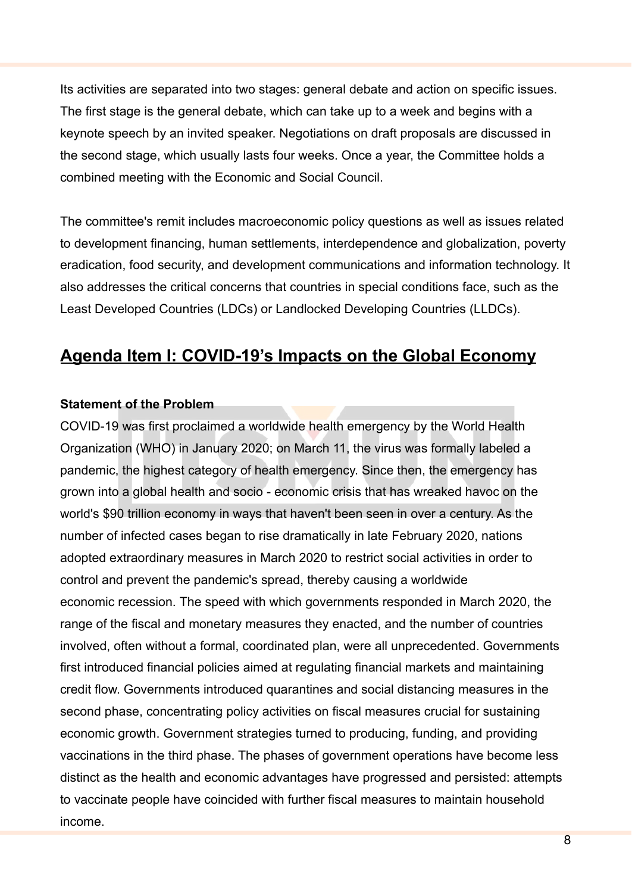Its activities are separated into two stages: general debate and action on specific issues. The first stage is the general debate, which can take up to a week and begins with a keynote speech by an invited speaker. Negotiations on draft proposals are discussed in the second stage, which usually lasts four weeks. Once a year, the Committee holds a combined meeting with the Economic and Social Council.

The committee's remit includes macroeconomic policy questions as well as issues related to development financing, human settlements, interdependence and globalization, poverty eradication, food security, and development communications and information technology. It also addresses the critical concerns that countries in special conditions face, such as the Least Developed Countries (LDCs) or Landlocked Developing Countries (LLDCs).

## Agenda Item I: COVID-19's Impacts on the Global Economy

**Statement of the Problem**

COVID-19 was first proclaimed a worldwide health emergency by the World Health Organization (WHO) in January 2020; on March 11, the virus was formally labeled a pandemic, the highest category of health emergency. Since then, the emergency has grown into a global health and socio - economic crisis that has wreaked havoc on the world's $90 trillion economy in ways that haven't been seen in over a century. As the number of infected cases began to rise dramatically in late February 2020, nations adopted extraordinary measures in March 2020 to restrict social activities in order to control and prevent the pandemic's spread, thereby causing a worldwide economic recession. The speed with which governments responded in March 2020, the range of the fiscal and monetary measures they enacted, and the number of countries involved, often without a formal, coordinated plan, were all unprecedented. Governments first introduced financial policies aimed at regulating financial markets and maintaining credit flow. Governments introduced quarantines and social distancing measures in the second phase, concentrating policy activities on fiscal measures crucial for sustaining economic growth. Government strategies turned to producing, funding, and providing vaccinations in the third phase. The phases of government operations have become less distinct as the health and economic advantages have progressed and persisted: attempts to vaccinate people have coincided with further fiscal measures to maintain household income.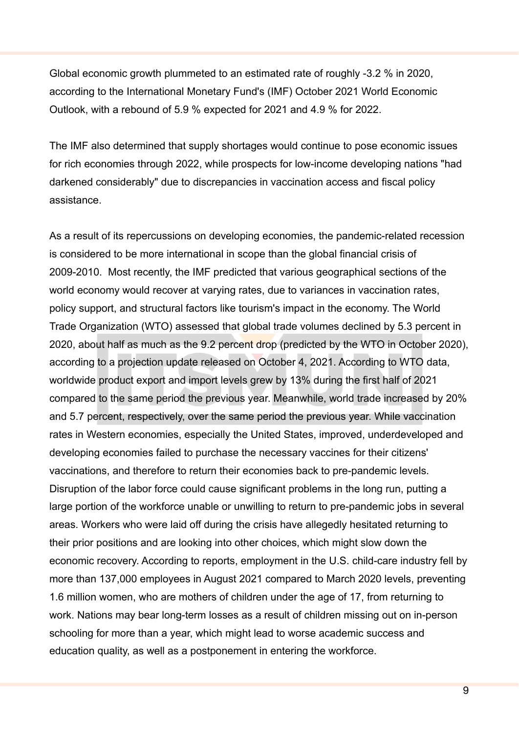Global economic growth plummeted to an estimated rate of roughly -3.2 % in 2020, according to the International Monetary Fund's (IMF) October 2021 World Economic Outlook, with a rebound of 5.9 % expected for 2021 and 4.9 % for 2022.

The IMF also determined that supply shortages would continue to pose economic issues for rich economies through 2022, while prospects for low-income developing nations "had darkened considerably" due to discrepancies in vaccination access and fiscal policy assistance.

As a result of its repercussions on developing economies, the pandemic-related recession is considered to be more international in scope than the global financial crisis of 2009-2010.  Most recently, the IMF predicted that various geographical sections of the world economy would recover at varying rates, due to variances in vaccination rates, policy support, and structural factors like tourism's impact in the economy. The World Trade Organization (WTO) assessed that global trade volumes declined by 5.3 percent in 2020, about half as much as the 9.2 percent drop (predicted by the WTO in October 2020), according to a projection update released on October 4, 2021. According to WTO data, worldwide product export and import levels grew by 13% during the first half of 2021 compared to the same period the previous year. Meanwhile, world trade increased by 20% and 5.7 percent, respectively, over the same period the previous year. While vaccination rates in Western economies, especially the United States, improved, underdeveloped and developing economies failed to purchase the necessary vaccines for their citizens' vaccinations, and therefore to return their economies back to pre-pandemic levels. Disruption of the labor force could cause significant problems in the long run, putting a large portion of the workforce unable or unwilling to return to pre-pandemic jobs in several areas. Workers who were laid off during the crisis have allegedly hesitated returning to their prior positions and are looking into other choices, which might slow down the economic recovery. According to reports, employment in the U.S. child-care industry fell by more than 137,000 employees in August 2021 compared to March 2020 levels, preventing 1.6 million women, who are mothers of children under the age of 17, from returning to work. Nations may bear long-term losses as a result of children missing out on in-person schooling for more than a year, which might lead to worse academic success and education quality, as well as a postponement in entering the workforce.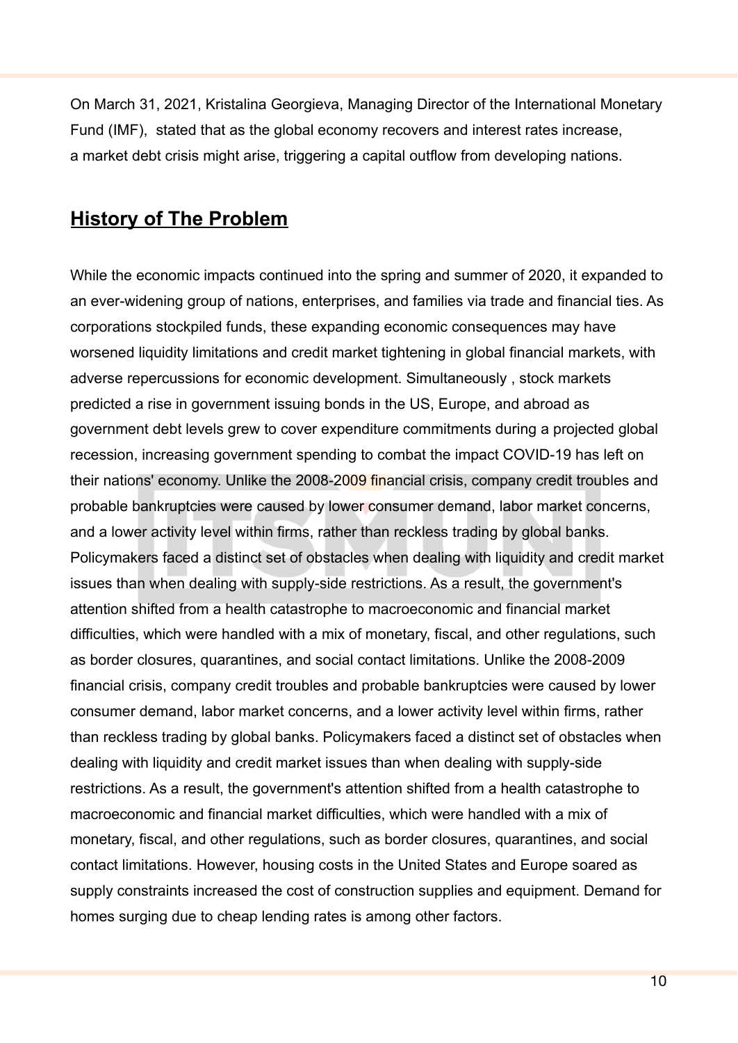On March 31, 2021, Kristalina Georgieva, Managing Director of the International Monetary Fund (IMF), stated that as the global economy recovers and interest rates increase, a market debt crisis might arise, triggering a capital outflow from developing nations.

## History of The Problem

While the economic impacts continued into the spring and summer of 2020, it expanded to an ever-widening group of nations, enterprises, and families via trade and financial ties. As corporations stockpiled funds, these expanding economic consequences may have worsened liquidity limitations and credit market tightening in global financial markets, with adverse repercussions for economic development. Simultaneously , stock markets predicted a rise in government issuing bonds in the US, Europe, and abroad as government debt levels grew to cover expenditure commitments during a projected global recession, increasing government spending to combat the impact COVID-19 has left on their nations' economy. Unlike the 2008-2009 financial crisis, company credit troubles and probable bankruptcies were caused by lower consumer demand, labor market concerns, and a lower activity level within firms, rather than reckless trading by global banks. Policymakers faced a distinct set of obstacles when dealing with liquidity and credit market issues than when dealing with supply-side restrictions. As a result, the government's attention shifted from a health catastrophe to macroeconomic and financial market difficulties, which were handled with a mix of monetary, fiscal, and other regulations, such as border closures, quarantines, and social contact limitations. Unlike the 2008-2009 financial crisis, company credit troubles and probable bankruptcies were caused by lower consumer demand, labor market concerns, and a lower activity level within firms, rather than reckless trading by global banks. Policymakers faced a distinct set of obstacles when dealing with liquidity and credit market issues than when dealing with supply-side restrictions. As a result, the government's attention shifted from a health catastrophe to macroeconomic and financial market difficulties, which were handled with a mix of monetary, fiscal, and other regulations, such as border closures, quarantines, and social contact limitations. However, housing costs in the United States and Europe soared as supply constraints increased the cost of construction supplies and equipment. Demand for homes surging due to cheap lending rates is among other factors.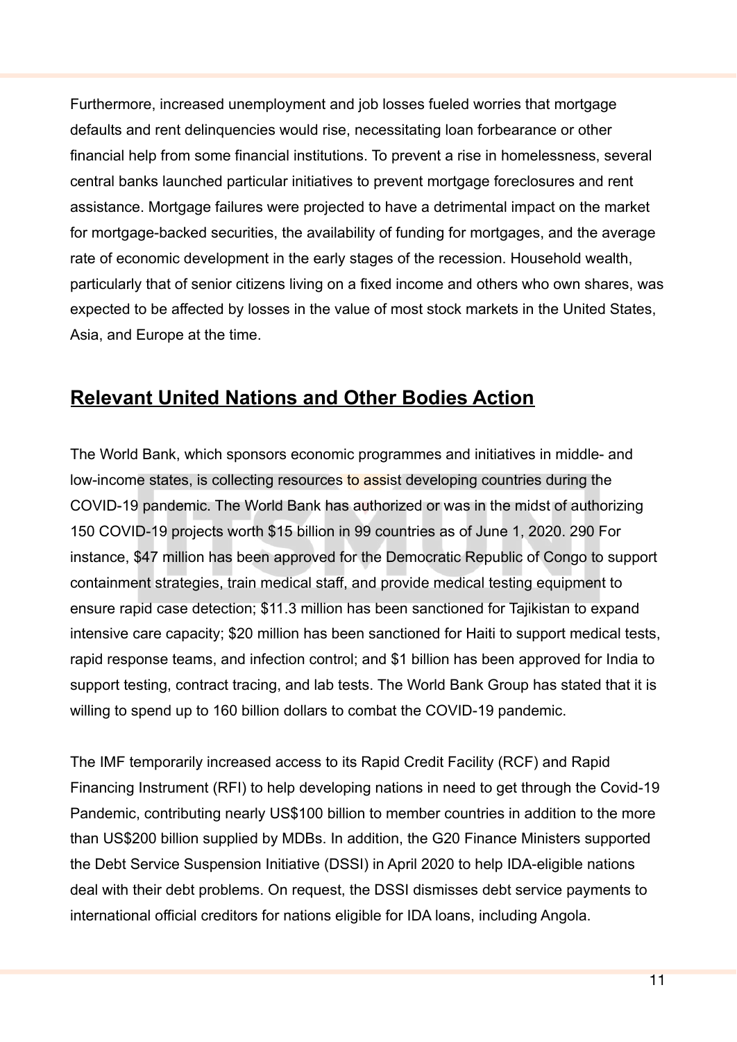Furthermore, increased unemployment and job losses fueled worries that mortgage defaults and rent delinquencies would rise, necessitating loan forbearance or other financial help from some financial institutions. To prevent a rise in homelessness, several central banks launched particular initiatives to prevent mortgage foreclosures and rent assistance. Mortgage failures were projected to have a detrimental impact on the market for mortgage-backed securities, the availability of funding for mortgages, and the average rate of economic development in the early stages of the recession. Household wealth, particularly that of senior citizens living on a fixed income and others who own shares, was expected to be affected by losses in the value of most stock markets in the United States, Asia, and Europe at the time.

## Relevant United Nations and Other Bodies Action

The World Bank, which sponsors economic programmes and initiatives in middle- and low-income states, is collecting resources to assist developing countries during the COVID-19 pandemic. The World Bank has authorized or was in the midst of authorizing 150 COVID-19 projects worth $15 billion in 99 countries as of June 1, 2020. 290 For instance, $47 million has been approved for the Democratic Republic of Congo to support containment strategies, train medical staff, and provide medical testing equipment to ensure rapid case detection; $11.3 million has been sanctioned for Tajikistan to expand intensive care capacity; $20 million has been sanctioned for Haiti to support medical tests, rapid response teams, and infection control; and $1 billion has been approved for India to support testing, contract tracing, and lab tests. The World Bank Group has stated that it is willing to spend up to 160 billion dollars to combat the COVID-19 pandemic.

The IMF temporarily increased access to its Rapid Credit Facility (RCF) and Rapid Financing Instrument (RFI) to help developing nations in need to get through the Covid-19 Pandemic, contributing nearly US$100 billion to member countries in addition to the more than US$200 billion supplied by MDBs. In addition, the G20 Finance Ministers supported the Debt Service Suspension Initiative (DSSI) in April 2020 to help IDA-eligible nations deal with their debt problems. On request, the DSSI dismisses debt service payments to international official creditors for nations eligible for IDA loans, including Angola.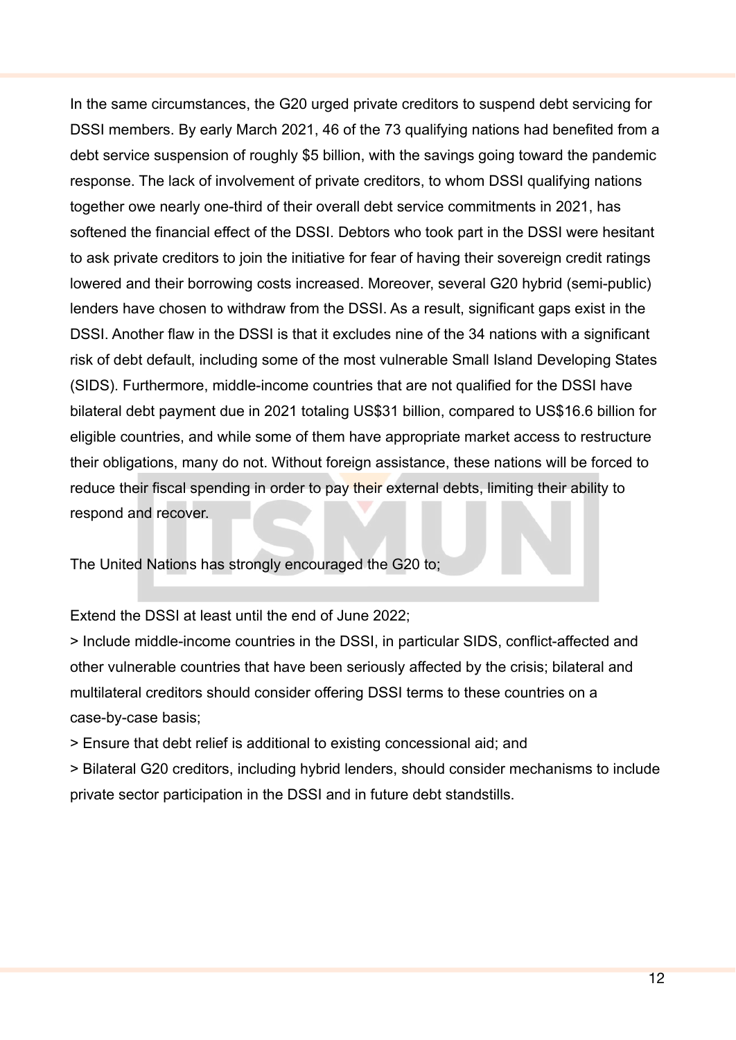In the same circumstances, the G20 urged private creditors to suspend debt servicing for DSSI members. By early March 2021, 46 of the 73 qualifying nations had benefited from a debt service suspension of roughly $5 billion, with the savings going toward the pandemic response. The lack of involvement of private creditors, to whom DSSI qualifying nations together owe nearly one-third of their overall debt service commitments in 2021, has softened the financial effect of the DSSI. Debtors who took part in the DSSI were hesitant to ask private creditors to join the initiative for fear of having their sovereign credit ratings lowered and their borrowing costs increased. Moreover, several G20 hybrid (semi-public) lenders have chosen to withdraw from the DSSI. As a result, significant gaps exist in the DSSI. Another flaw in the DSSI is that it excludes nine of the 34 nations with a significant risk of debt default, including some of the most vulnerable Small Island Developing States (SIDS). Furthermore, middle-income countries that are not qualified for the DSSI have bilateral debt payment due in 2021 totaling US$31 billion, compared to US$16.6 billion for eligible countries, and while some of them have appropriate market access to restructure their obligations, many do not. Without foreign assistance, these nations will be forced to reduce their fiscal spending in order to pay their external debts, limiting their ability to respond and recover.

The United Nations has strongly encouraged the G20 to;

Extend the DSSI at least until the end of June 2022;

> Include middle-income countries in the DSSI, in particular SIDS, conflict-affected and other vulnerable countries that have been seriously affected by the crisis; bilateral and multilateral creditors should consider offering DSSI terms to these countries on a case-by-case basis;

> Ensure that debt relief is additional to existing concessional aid; and

> Bilateral G20 creditors, including hybrid lenders, should consider mechanisms to include private sector participation in the DSSI and in future debt standstills.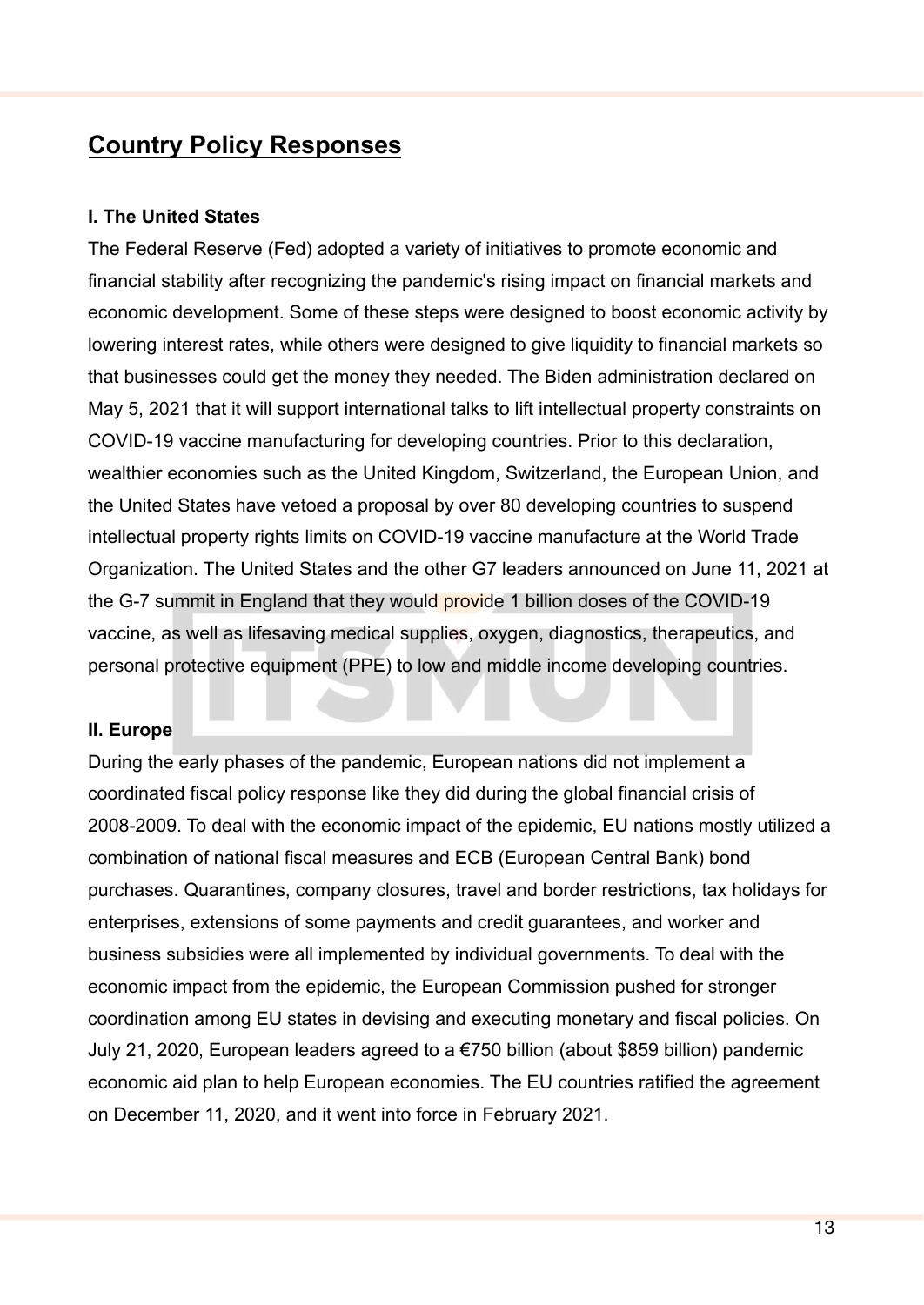## Country Policy Responses

**I. The United States**

The Federal Reserve (Fed) adopted a variety of initiatives to promote economic and financial stability after recognizing the pandemic's rising impact on financial markets and economic development. Some of these steps were designed to boost economic activity by lowering interest rates, while others were designed to give liquidity to financial markets so that businesses could get the money they needed. The Biden administration declared on May 5, 2021 that it will support international talks to lift intellectual property constraints on COVID-19 vaccine manufacturing for developing countries. Prior to this declaration, wealthier economies such as the United Kingdom, Switzerland, the European Union, and the United States have vetoed a proposal by over 80 developing countries to suspend intellectual property rights limits on COVID-19 vaccine manufacture at the World Trade Organization. The United States and the other G7 leaders announced on June 11, 2021 at the G-7 summit in England that they would provide 1 billion doses of the COVID-19 vaccine, as well as lifesaving medical supplies, oxygen, diagnostics, therapeutics, and personal protective equipment (PPE) to low and middle income developing countries.

**II. Europe**

During the early phases of the pandemic, European nations did not implement a coordinated fiscal policy response like they did during the global financial crisis of 2008-2009. To deal with the economic impact of the epidemic, EU nations mostly utilized a combination of national fiscal measures and ECB (European Central Bank) bond purchases. Quarantines, company closures, travel and border restrictions, tax holidays for enterprises, extensions of some payments and credit guarantees, and worker and business subsidies were all implemented by individual governments. To deal with the economic impact from the epidemic, the European Commission pushed for stronger coordination among EU states in devising and executing monetary and fiscal policies. On July 21, 2020, European leaders agreed to a €750 billion (about $859 billion) pandemic economic aid plan to help European economies. The EU countries ratified the agreement on December 11, 2020, and it went into force in February 2021.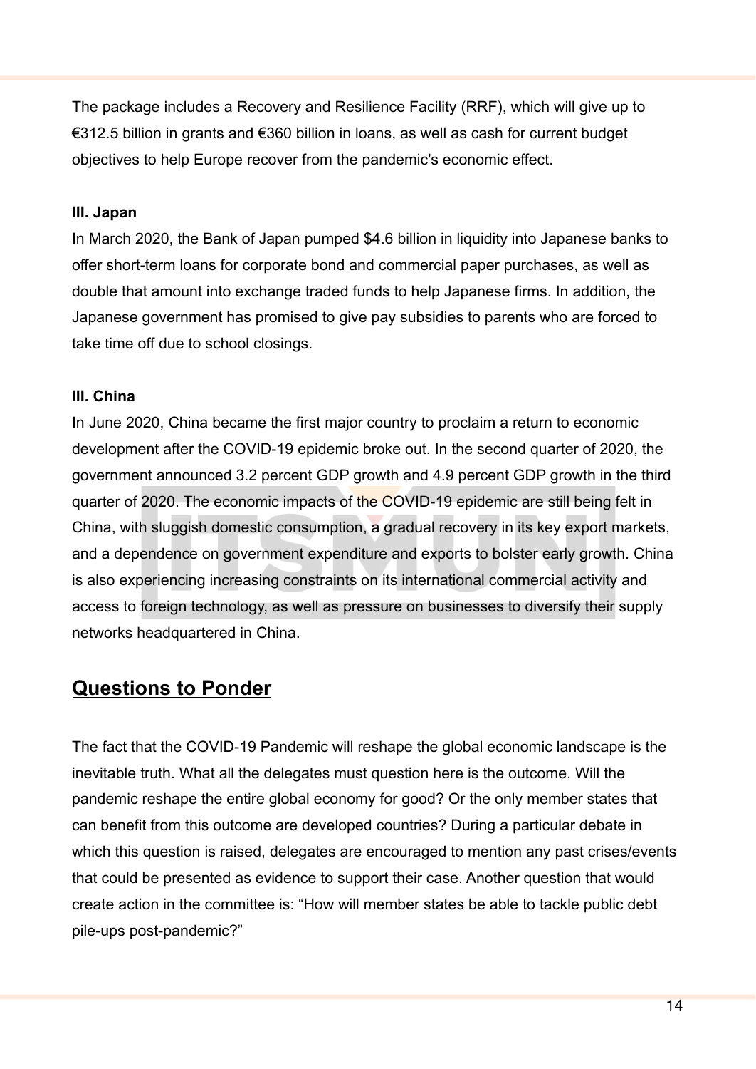The package includes a Recovery and Resilience Facility (RRF), which will give up to €312.5 billion in grants and €360 billion in loans, as well as cash for current budget objectives to help Europe recover from the pandemic's economic effect.

**III. Japan**

In March 2020, the Bank of Japan pumped $4.6 billion in liquidity into Japanese banks to offer short-term loans for corporate bond and commercial paper purchases, as well as double that amount into exchange traded funds to help Japanese firms. In addition, the Japanese government has promised to give pay subsidies to parents who are forced to take time off due to school closings.

**III. China**

In June 2020, China became the first major country to proclaim a return to economic development after the COVID-19 epidemic broke out. In the second quarter of 2020, the government announced 3.2 percent GDP growth and 4.9 percent GDP growth in the third quarter of 2020. The economic impacts of the COVID-19 epidemic are still being felt in China, with sluggish domestic consumption, a gradual recovery in its key export markets, and a dependence on government expenditure and exports to bolster early growth. China is also experiencing increasing constraints on its international commercial activity and access to foreign technology, as well as pressure on businesses to diversify their supply networks headquartered in China.

## Questions to Ponder

The fact that the COVID-19 Pandemic will reshape the global economic landscape is the inevitable truth. What all the delegates must question here is the outcome. Will the pandemic reshape the entire global economy for good? Or the only member states that can benefit from this outcome are developed countries? During a particular debate in which this question is raised, delegates are encouraged to mention any past crises/events that could be presented as evidence to support their case. Another question that would create action in the committee is: "How will member states be able to tackle public debt pile-ups post-pandemic?"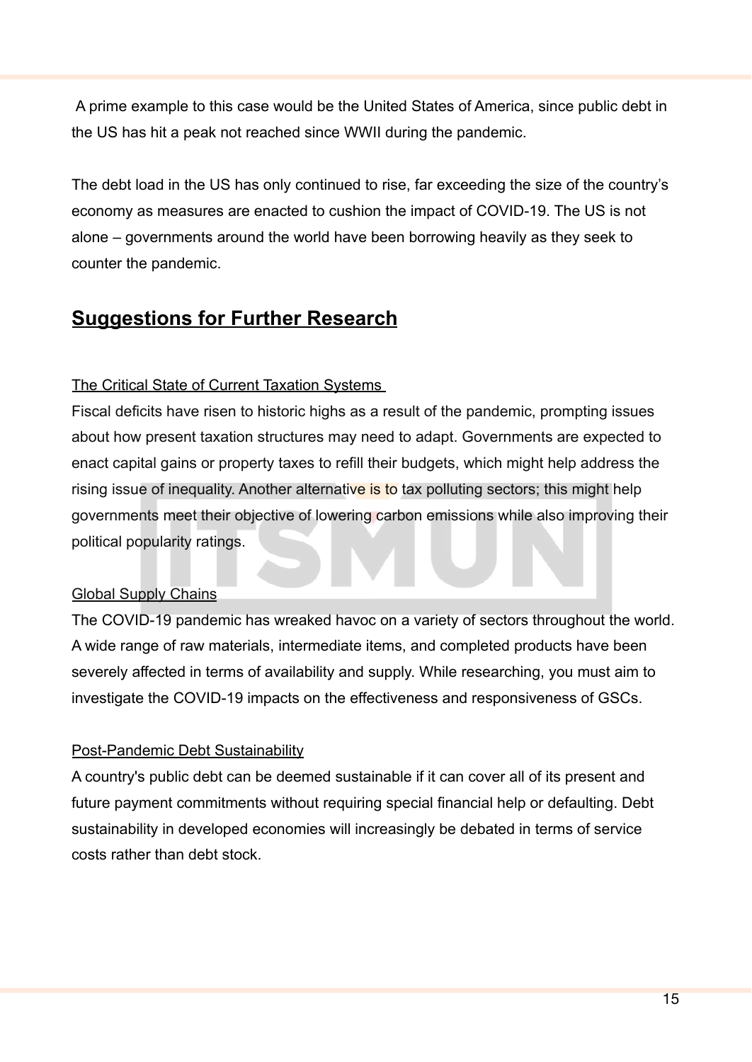A prime example to this case would be the United States of America, since public debt in the US has hit a peak not reached since WWII during the pandemic.

The debt load in the US has only continued to rise, far exceeding the size of the country's economy as measures are enacted to cushion the impact of COVID-19. The US is not alone – governments around the world have been borrowing heavily as they seek to counter the pandemic.

## Suggestions for Further Research

### The Critical State of Current Taxation Systems

Fiscal deficits have risen to historic highs as a result of the pandemic, prompting issues about how present taxation structures may need to adapt. Governments are expected to enact capital gains or property taxes to refill their budgets, which might help address the rising issue of inequality. Another alternative is to tax polluting sectors; this might help governments meet their objective of lowering carbon emissions while also improving their political popularity ratings.

### Global Supply Chains

The COVID-19 pandemic has wreaked havoc on a variety of sectors throughout the world. A wide range of raw materials, intermediate items, and completed products have been severely affected in terms of availability and supply. While researching, you must aim to investigate the COVID-19 impacts on the effectiveness and responsiveness of GSCs.

### Post-Pandemic Debt Sustainability

A country's public debt can be deemed sustainable if it can cover all of its present and future payment commitments without requiring special financial help or defaulting. Debt sustainability in developed economies will increasingly be debated in terms of service costs rather than debt stock.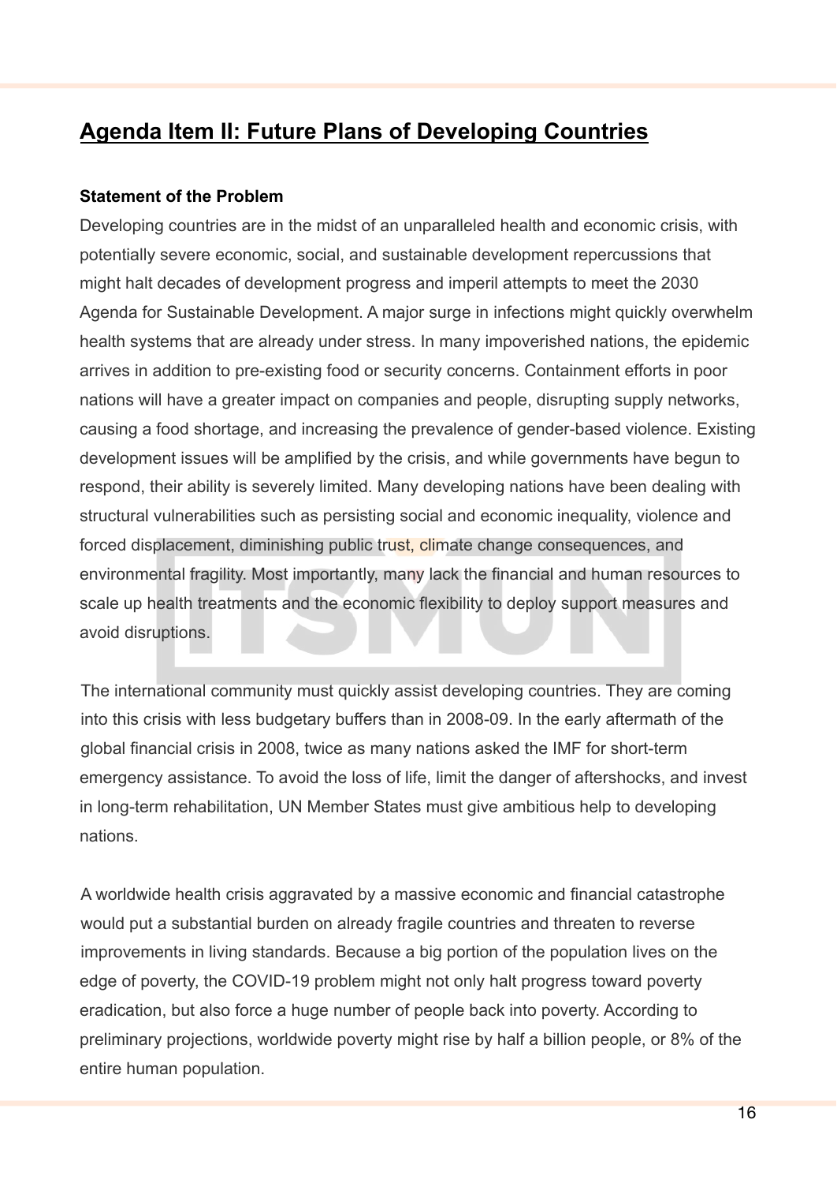## Agenda Item II: Future Plans of Developing Countries

**Statement of the Problem**

Developing countries are in the midst of an unparalleled health and economic crisis, with potentially severe economic, social, and sustainable development repercussions that might halt decades of development progress and imperil attempts to meet the 2030 Agenda for Sustainable Development. A major surge in infections might quickly overwhelm health systems that are already under stress. In many impoverished nations, the epidemic arrives in addition to pre-existing food or security concerns. Containment efforts in poor nations will have a greater impact on companies and people, disrupting supply networks, causing a food shortage, and increasing the prevalence of gender-based violence. Existing development issues will be amplified by the crisis, and while governments have begun to respond, their ability is severely limited. Many developing nations have been dealing with structural vulnerabilities such as persisting social and economic inequality, violence and forced displacement, diminishing public trust, climate change consequences, and environmental fragility. Most importantly, many lack the financial and human resources to scale up health treatments and the economic flexibility to deploy support measures and avoid disruptions.

The international community must quickly assist developing countries. They are coming into this crisis with less budgetary buffers than in 2008-09. In the early aftermath of the global financial crisis in 2008, twice as many nations asked the IMF for short-term emergency assistance. To avoid the loss of life, limit the danger of aftershocks, and invest in long-term rehabilitation, UN Member States must give ambitious help to developing nations.

A worldwide health crisis aggravated by a massive economic and financial catastrophe would put a substantial burden on already fragile countries and threaten to reverse improvements in living standards. Because a big portion of the population lives on the edge of poverty, the COVID-19 problem might not only halt progress toward poverty eradication, but also force a huge number of people back into poverty. According to preliminary projections, worldwide poverty might rise by half a billion people, or 8% of the entire human population.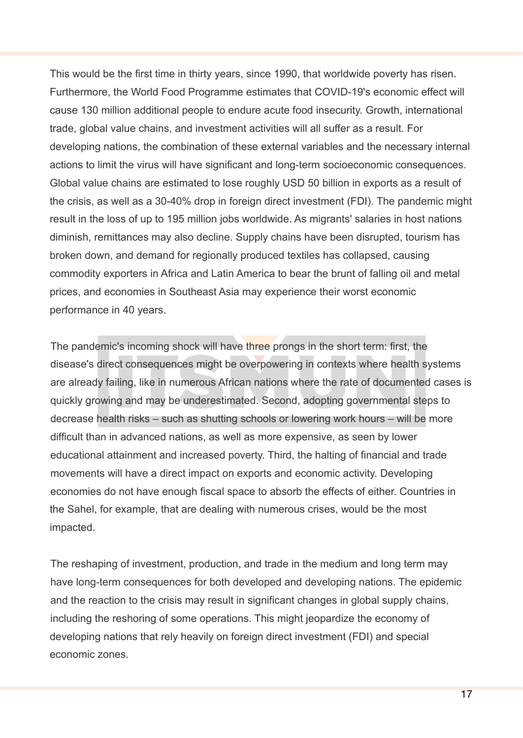This would be the first time in thirty years, since 1990, that worldwide poverty has risen. Furthermore, the World Food Programme estimates that COVID-19's economic effect will cause 130 million additional people to endure acute food insecurity. Growth, international trade, global value chains, and investment activities will all suffer as a result. For developing nations, the combination of these external variables and the necessary internal actions to limit the virus will have significant and long-term socioeconomic consequences. Global value chains are estimated to lose roughly USD 50 billion in exports as a result of the crisis, as well as a 30-40% drop in foreign direct investment (FDI). The pandemic might result in the loss of up to 195 million jobs worldwide. As migrants' salaries in host nations diminish, remittances may also decline. Supply chains have been disrupted, tourism has broken down, and demand for regionally produced textiles has collapsed, causing commodity exporters in Africa and Latin America to bear the brunt of falling oil and metal prices, and economies in Southeast Asia may experience their worst economic performance in 40 years.

The pandemic's incoming shock will have three prongs in the short term: first, the disease's direct consequences might be overpowering in contexts where health systems are already failing, like in numerous African nations where the rate of documented cases is quickly growing and may be underestimated. Second, adopting governmental steps to decrease health risks – such as shutting schools or lowering work hours – will be more difficult than in advanced nations, as well as more expensive, as seen by lower educational attainment and increased poverty. Third, the halting of financial and trade movements will have a direct impact on exports and economic activity. Developing economies do not have enough fiscal space to absorb the effects of either. Countries in the Sahel, for example, that are dealing with numerous crises, would be the most impacted.

The reshaping of investment, production, and trade in the medium and long term may have long-term consequences for both developed and developing nations. The epidemic and the reaction to the crisis may result in significant changes in global supply chains, including the reshoring of some operations. This might jeopardize the economy of developing nations that rely heavily on foreign direct investment (FDI) and special economic zones.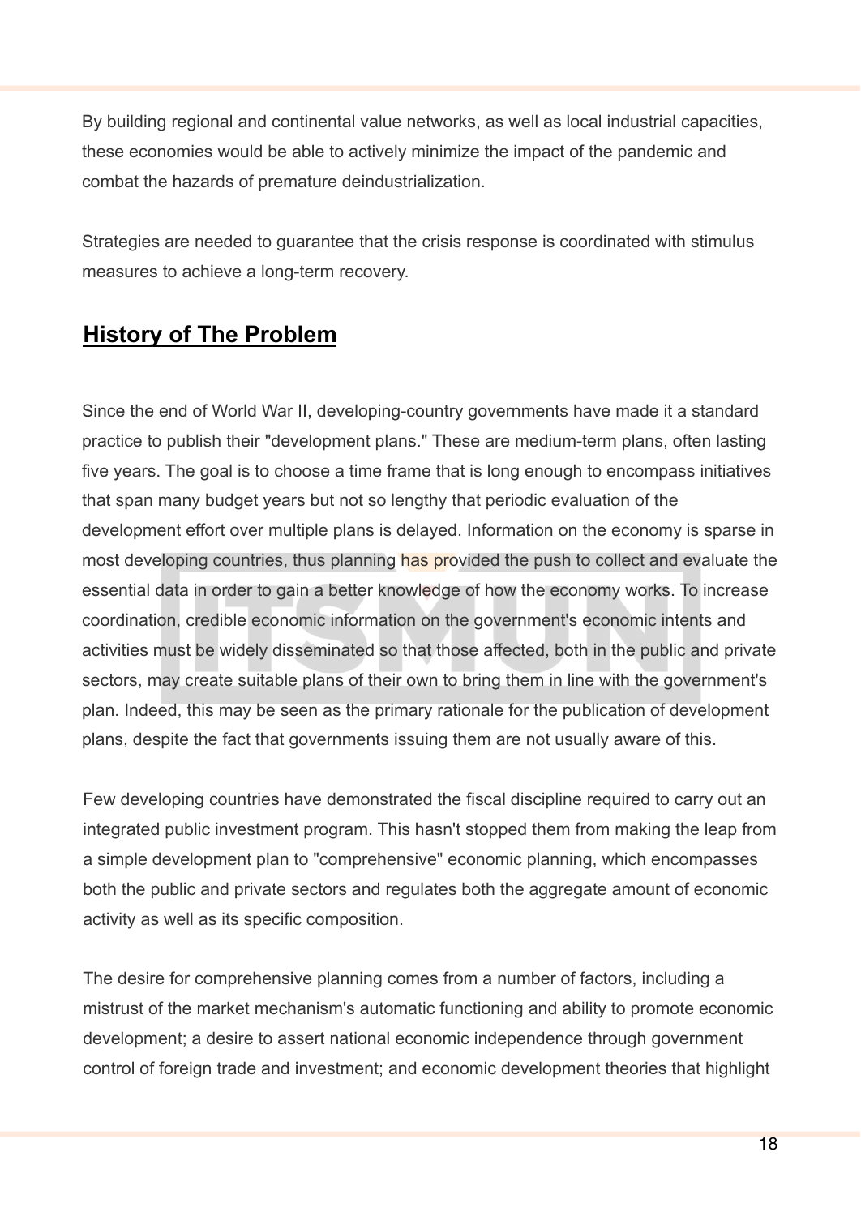By building regional and continental value networks, as well as local industrial capacities, these economies would be able to actively minimize the impact of the pandemic and combat the hazards of premature deindustrialization.

Strategies are needed to guarantee that the crisis response is coordinated with stimulus measures to achieve a long-term recovery.

## History of The Problem

Since the end of World War II, developing-country governments have made it a standard practice to publish their "development plans." These are medium-term plans, often lasting five years. The goal is to choose a time frame that is long enough to encompass initiatives that span many budget years but not so lengthy that periodic evaluation of the development effort over multiple plans is delayed. Information on the economy is sparse in most developing countries, thus planning has provided the push to collect and evaluate the essential data in order to gain a better knowledge of how the economy works. To increase coordination, credible economic information on the government's economic intents and activities must be widely disseminated so that those affected, both in the public and private sectors, may create suitable plans of their own to bring them in line with the government's plan. Indeed, this may be seen as the primary rationale for the publication of development plans, despite the fact that governments issuing them are not usually aware of this.

Few developing countries have demonstrated the fiscal discipline required to carry out an integrated public investment program. This hasn't stopped them from making the leap from a simple development plan to "comprehensive" economic planning, which encompasses both the public and private sectors and regulates both the aggregate amount of economic activity as well as its specific composition.

The desire for comprehensive planning comes from a number of factors, including a mistrust of the market mechanism's automatic functioning and ability to promote economic development; a desire to assert national economic independence through government control of foreign trade and investment; and economic development theories that highlight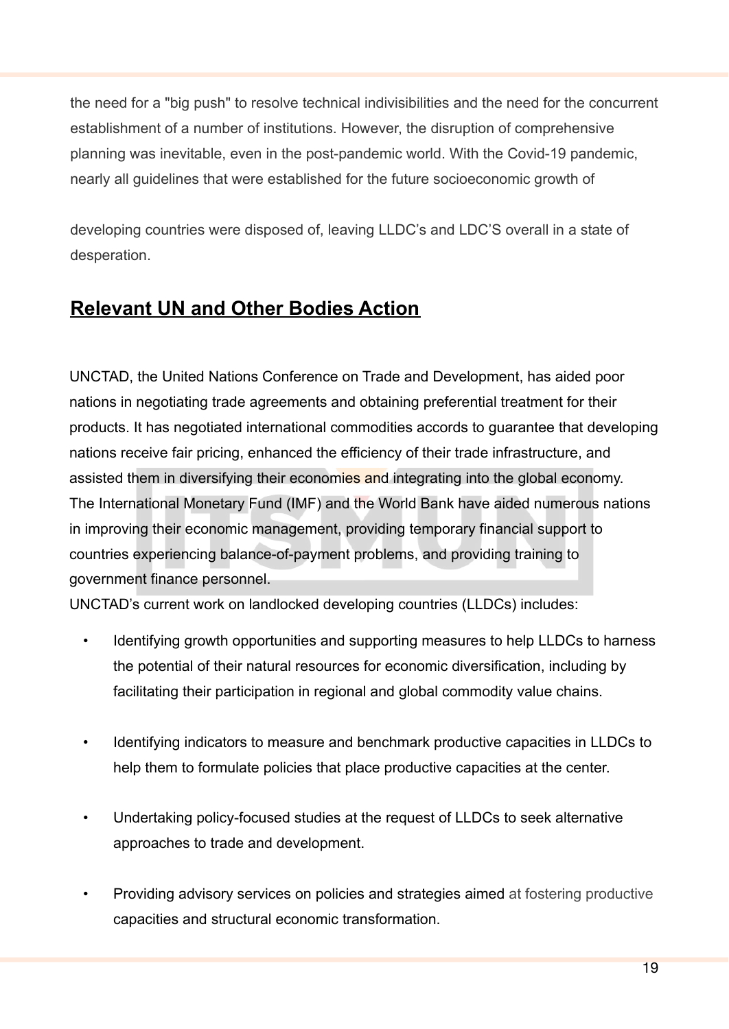the need for a "big push" to resolve technical indivisibilities and the need for the concurrent establishment of a number of institutions. However, the disruption of comprehensive planning was inevitable, even in the post-pandemic world. With the Covid-19 pandemic, nearly all guidelines that were established for the future socioeconomic growth of

developing countries were disposed of, leaving LLDC's and LDC'S overall in a state of desperation.

## Relevant UN and Other Bodies Action

UNCTAD, the United Nations Conference on Trade and Development, has aided poor nations in negotiating trade agreements and obtaining preferential treatment for their products. It has negotiated international commodities accords to guarantee that developing nations receive fair pricing, enhanced the efficiency of their trade infrastructure, and assisted them in diversifying their economies and integrating into the global economy. The International Monetary Fund (IMF) and the World Bank have aided numerous nations in improving their economic management, providing temporary financial support to countries experiencing balance-of-payment problems, and providing training to government finance personnel.

UNCTAD's current work on landlocked developing countries (LLDCs) includes:

- Identifying growth opportunities and supporting measures to help LLDCs to harness the potential of their natural resources for economic diversification, including by facilitating their participation in regional and global commodity value chains.

- Identifying indicators to measure and benchmark productive capacities in LLDCs to help them to formulate policies that place productive capacities at the center.

- Undertaking policy-focused studies at the request of LLDCs to seek alternative approaches to trade and development.

- Providing advisory services on policies and strategies aimed at fostering productive capacities and structural economic transformation.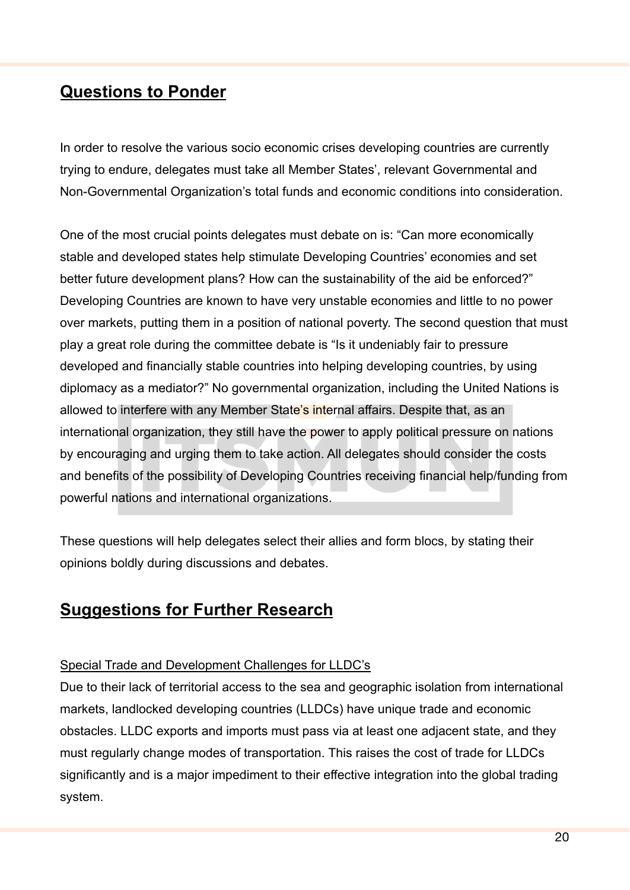## Questions to Ponder

In order to resolve the various socio economic crises developing countries are currently trying to endure, delegates must take all Member States', relevant Governmental and Non-Governmental Organization's total funds and economic conditions into consideration.

One of the most crucial points delegates must debate on is: "Can more economically stable and developed states help stimulate Developing Countries' economies and set better future development plans? How can the sustainability of the aid be enforced?" Developing Countries are known to have very unstable economies and little to no power over markets, putting them in a position of national poverty. The second question that must play a great role during the committee debate is "Is it undeniably fair to pressure developed and financially stable countries into helping developing countries, by using diplomacy as a mediator?" No governmental organization, including the United Nations is allowed to interfere with any Member State's internal affairs. Despite that, as an international organization, they still have the power to apply political pressure on nations by encouraging and urging them to take action. All delegates should consider the costs and benefits of the possibility of Developing Countries receiving financial help/funding from powerful nations and international organizations.

These questions will help delegates select their allies and form blocs, by stating their opinions boldly during discussions and debates.

## Suggestions for Further Research

Special Trade and Development Challenges for LLDC's

Due to their lack of territorial access to the sea and geographic isolation from international markets, landlocked developing countries (LLDCs) have unique trade and economic obstacles. LLDC exports and imports must pass via at least one adjacent state, and they must regularly change modes of transportation. This raises the cost of trade for LLDCs significantly and is a major impediment to their effective integration into the global trading system.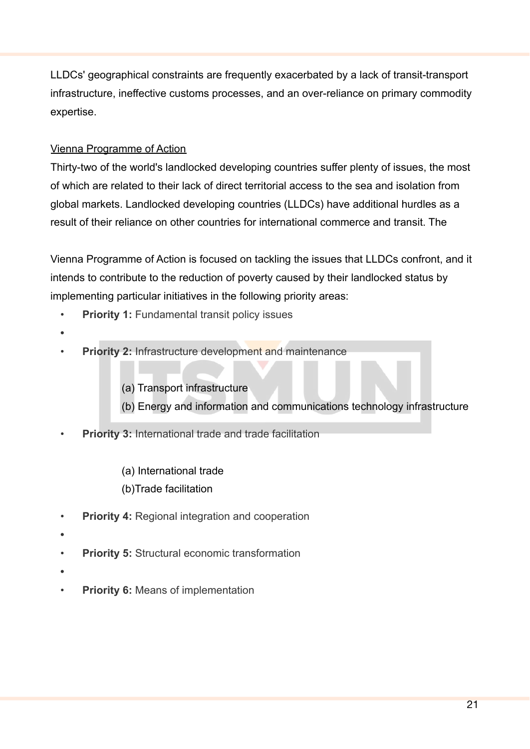LLDCs' geographical constraints are frequently exacerbated by a lack of transit-transport infrastructure, ineffective customs processes, and an over-reliance on primary commodity expertise.

Vienna Programme of Action

Thirty-two of the world's landlocked developing countries suffer plenty of issues, the most of which are related to their lack of direct territorial access to the sea and isolation from global markets. Landlocked developing countries (LLDCs) have additional hurdles as a result of their reliance on other countries for international commerce and transit. The

Vienna Programme of Action is focused on tackling the issues that LLDCs confront, and it intends to contribute to the reduction of poverty caused by their landlocked status by implementing particular initiatives in the following priority areas:

- **Priority 1:** Fundamental transit policy issues
- **Priority 2:** Infrastructure development and maintenance
  - (a) Transport infrastructure
  - (b) Energy and information and communications technology infrastructure
- **Priority 3:** International trade and trade facilitation
  - (a) International trade
  - (b)Trade facilitation
- **Priority 4:** Regional integration and cooperation
- **Priority 5:** Structural economic transformation
- **Priority 6:** Means of implementation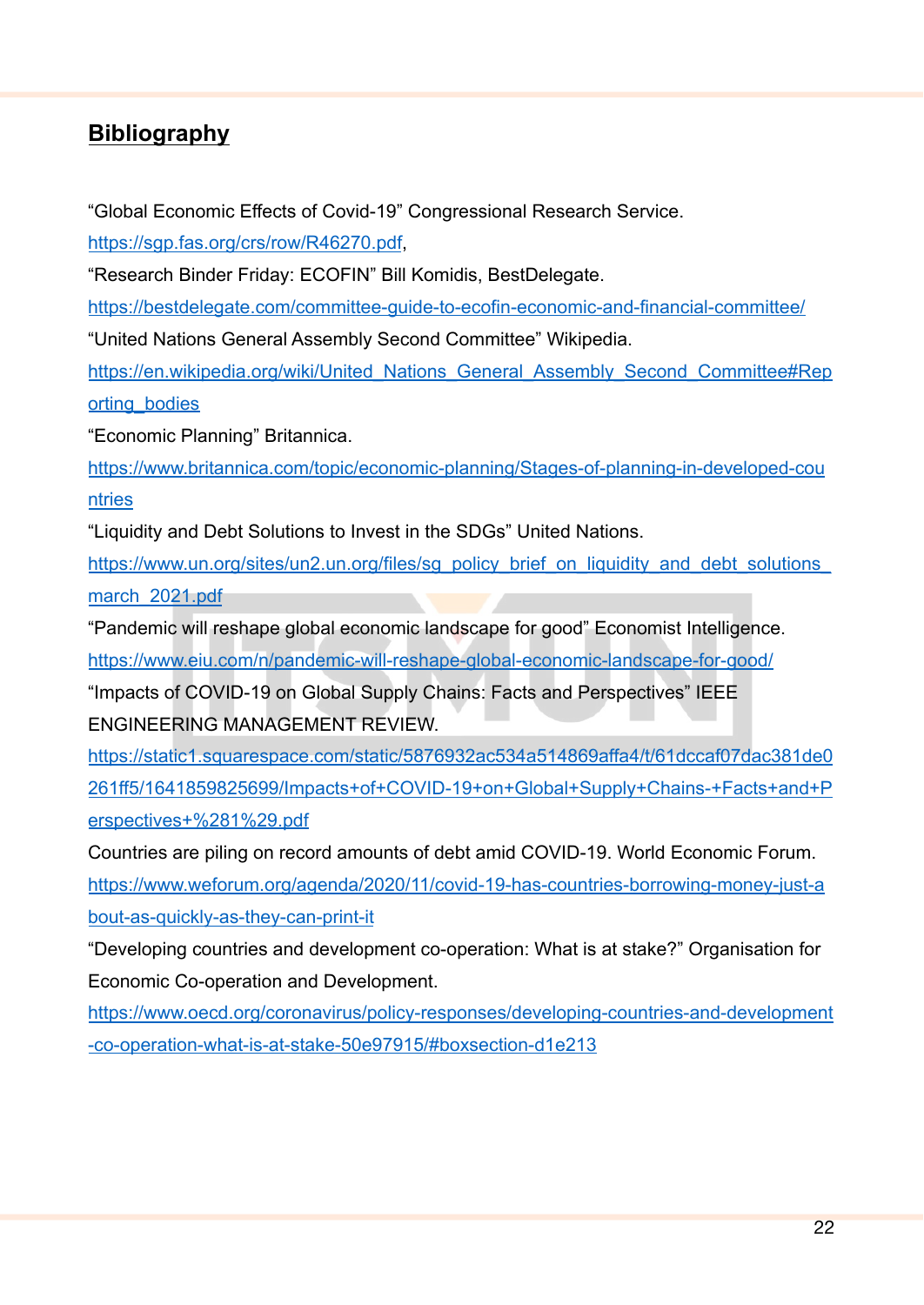## Bibliography

"Global Economic Effects of Covid-19" Congressional Research Service.
https://sgp.fas.org/crs/row/R46270.pdf,

"Research Binder Friday: ECOFIN" Bill Komidis, BestDelegate.
https://bestdelegate.com/committee-guide-to-ecofin-economic-and-financial-committee/

"United Nations General Assembly Second Committee" Wikipedia.
https://en.wikipedia.org/wiki/United_Nations_General_Assembly_Second_Committee#Reporting_bodies

"Economic Planning" Britannica.
https://www.britannica.com/topic/economic-planning/Stages-of-planning-in-developed-countries

"Liquidity and Debt Solutions to Invest in the SDGs" United Nations.
https://www.un.org/sites/un2.un.org/files/sg_policy_brief_on_liquidity_and_debt_solutions_march_2021.pdf

"Pandemic will reshape global economic landscape for good" Economist Intelligence.
https://www.eiu.com/n/pandemic-will-reshape-global-economic-landscape-for-good/

"Impacts of COVID-19 on Global Supply Chains: Facts and Perspectives" IEEE ENGINEERING MANAGEMENT REVIEW.
https://static1.squarespace.com/static/5876932ac534a514869affa4/t/61dccaf07dac381de0261ff5/1641859825699/Impacts+of+COVID-19+on+Global+Supply+Chains-+Facts+and+Perspectives+%281%29.pdf

Countries are piling on record amounts of debt amid COVID-19. World Economic Forum.
https://www.weforum.org/agenda/2020/11/covid-19-has-countries-borrowing-money-just-about-as-quickly-as-they-can-print-it

"Developing countries and development co-operation: What is at stake?" Organisation for Economic Co-operation and Development.
https://www.oecd.org/coronavirus/policy-responses/developing-countries-and-development-co-operation-what-is-at-stake-50e97915/#boxsection-d1e213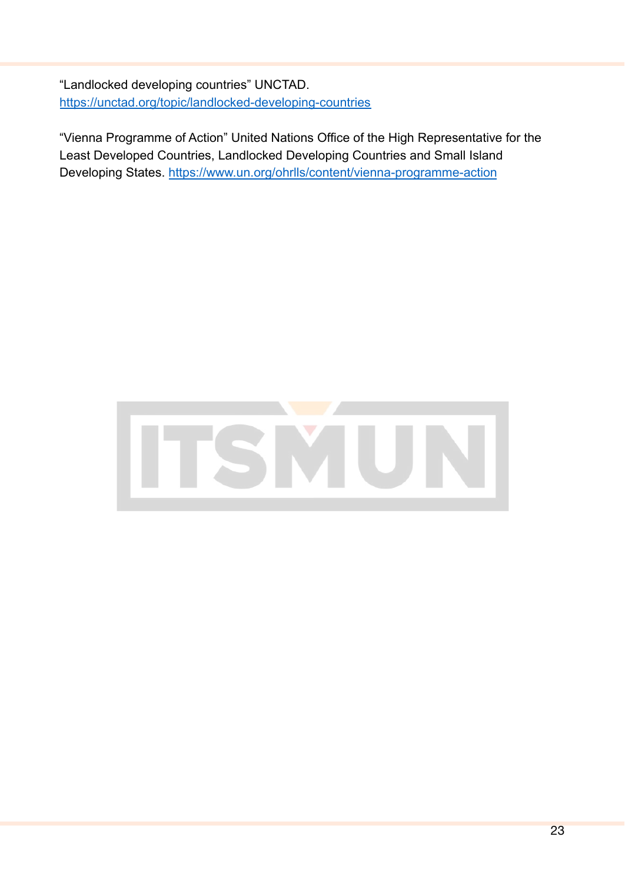"Landlocked developing countries" UNCTAD. https://unctad.org/topic/landlocked-developing-countries

"Vienna Programme of Action" United Nations Office of the High Representative for the Least Developed Countries, Landlocked Developing Countries and Small Island Developing States. https://www.un.org/ohrlls/content/vienna-programme-action